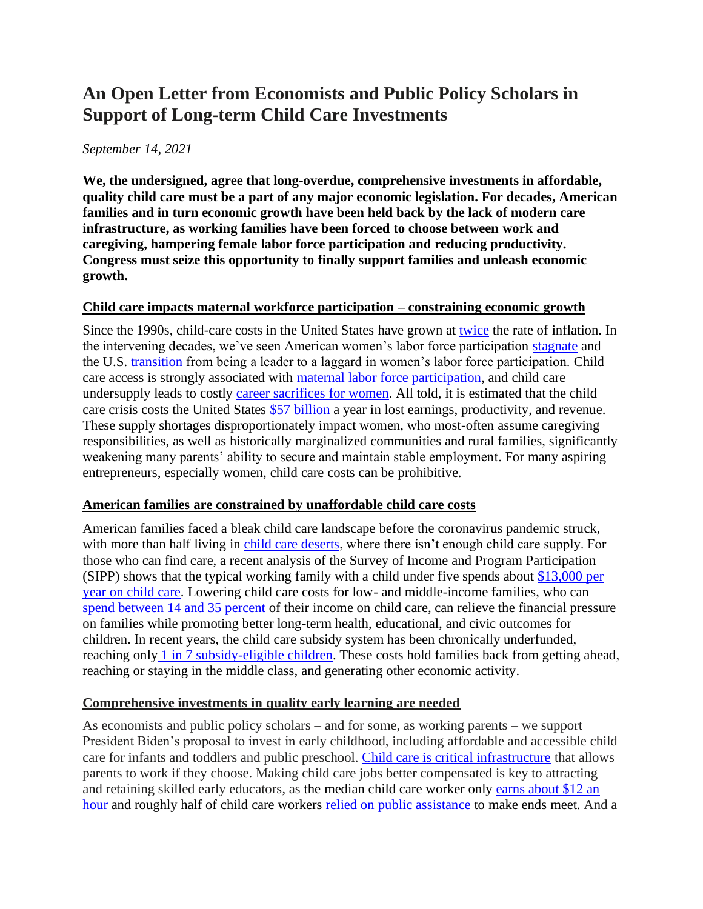# An Open Letter from Economists and Public Policy Scholars in Support of Long-term Child Care Investments

*September 14, 2021*

**We, the undersigned, agree that long-overdue, comprehensive investments in affordable, quality child care must be a part of any major economic legislation. For decades, American families and in turn economic growth have been held back by the lack of modern care infrastructure, as working families have been forced to choose between work and caregiving, hampering female labor force participation and reducing productivity. Congress must seize this opportunity to finally support families and unleash economic growth.**

## Child care impacts maternal workforce participation – constraining economic growth

Since the 1990s, child-care costs in the United States have grown at twice the rate of inflation. In the intervening decades, we've seen American women's labor force participation stagnate and the U.S. transition from being a leader to a laggard in women's labor force participation. Child care access is strongly associated with maternal labor force participation, and child care undersupply leads to costly career sacrifices for women. All told, it is estimated that the child care crisis costs the United States $57 billion a year in lost earnings, productivity, and revenue. These supply shortages disproportionately impact women, who most-often assume caregiving responsibilities, as well as historically marginalized communities and rural families, significantly weakening many parents' ability to secure and maintain stable employment. For many aspiring entrepreneurs, especially women, child care costs can be prohibitive.

## American families are constrained by unaffordable child care costs

American families faced a bleak child care landscape before the coronavirus pandemic struck, with more than half living in child care deserts, where there isn't enough child care supply. For those who can find care, a recent analysis of the Survey of Income and Program Participation (SIPP) shows that the typical working family with a child under five spends about $13,000 per year on child care. Lowering child care costs for low- and middle-income families, who can spend between 14 and 35 percent of their income on child care, can relieve the financial pressure on families while promoting better long-term health, educational, and civic outcomes for children. In recent years, the child care subsidy system has been chronically underfunded, reaching only 1 in 7 subsidy-eligible children. These costs hold families back from getting ahead, reaching or staying in the middle class, and generating other economic activity.

## Comprehensive investments in quality early learning are needed

As economists and public policy scholars – and for some, as working parents – we support President Biden's proposal to invest in early childhood, including affordable and accessible child care for infants and toddlers and public preschool. Child care is critical infrastructure that allows parents to work if they choose. Making child care jobs better compensated is key to attracting and retaining skilled early educators, as the median child care worker only earns about $12 an hour and roughly half of child care workers relied on public assistance to make ends meet. And a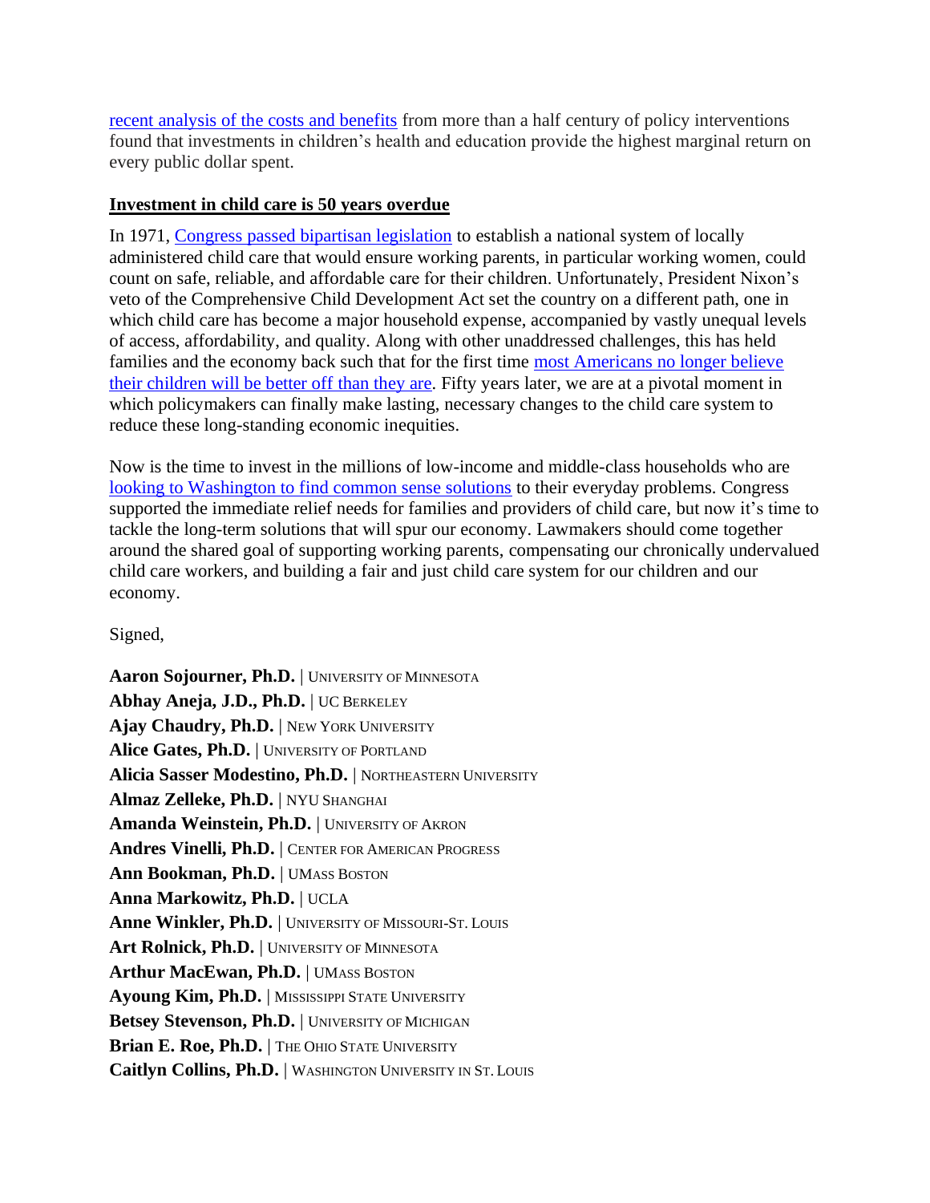recent analysis of the costs and benefits from more than a half century of policy interventions found that investments in children's health and education provide the highest marginal return on every public dollar spent.

## Investment in child care is 50 years overdue

In 1971, Congress passed bipartisan legislation to establish a national system of locally administered child care that would ensure working parents, in particular working women, could count on safe, reliable, and affordable care for their children. Unfortunately, President Nixon's veto of the Comprehensive Child Development Act set the country on a different path, one in which child care has become a major household expense, accompanied by vastly unequal levels of access, affordability, and quality. Along with other unaddressed challenges, this has held families and the economy back such that for the first time most Americans no longer believe their children will be better off than they are. Fifty years later, we are at a pivotal moment in which policymakers can finally make lasting, necessary changes to the child care system to reduce these long-standing economic inequities.

Now is the time to invest in the millions of low-income and middle-class households who are looking to Washington to find common sense solutions to their everyday problems. Congress supported the immediate relief needs for families and providers of child care, but now it's time to tackle the long-term solutions that will spur our economy. Lawmakers should come together around the shared goal of supporting working parents, compensating our chronically undervalued child care workers, and building a fair and just child care system for our children and our economy.

Signed,

**Aaron Sojourner, Ph.D.** | University of Minnesota
**Abhay Aneja, J.D., Ph.D.** | UC Berkeley
**Ajay Chaudry, Ph.D.** | New York University
**Alice Gates, Ph.D.** | University of Portland
**Alicia Sasser Modestino, Ph.D.** | Northeastern University
**Almaz Zelleke, Ph.D.** | NYU Shanghai
**Amanda Weinstein, Ph.D.** | University of Akron
**Andres Vinelli, Ph.D.** | Center for American Progress
**Ann Bookman, Ph.D.** | UMass Boston
**Anna Markowitz, Ph.D.** | UCLA
**Anne Winkler, Ph.D.** | University of Missouri-St. Louis
**Art Rolnick, Ph.D.** | University of Minnesota
**Arthur MacEwan, Ph.D.** | UMass Boston
**Ayoung Kim, Ph.D.** | Mississippi State University
**Betsey Stevenson, Ph.D.** | University of Michigan
**Brian E. Roe, Ph.D.** | The Ohio State University
**Caitlyn Collins, Ph.D.** | Washington University in St. Louis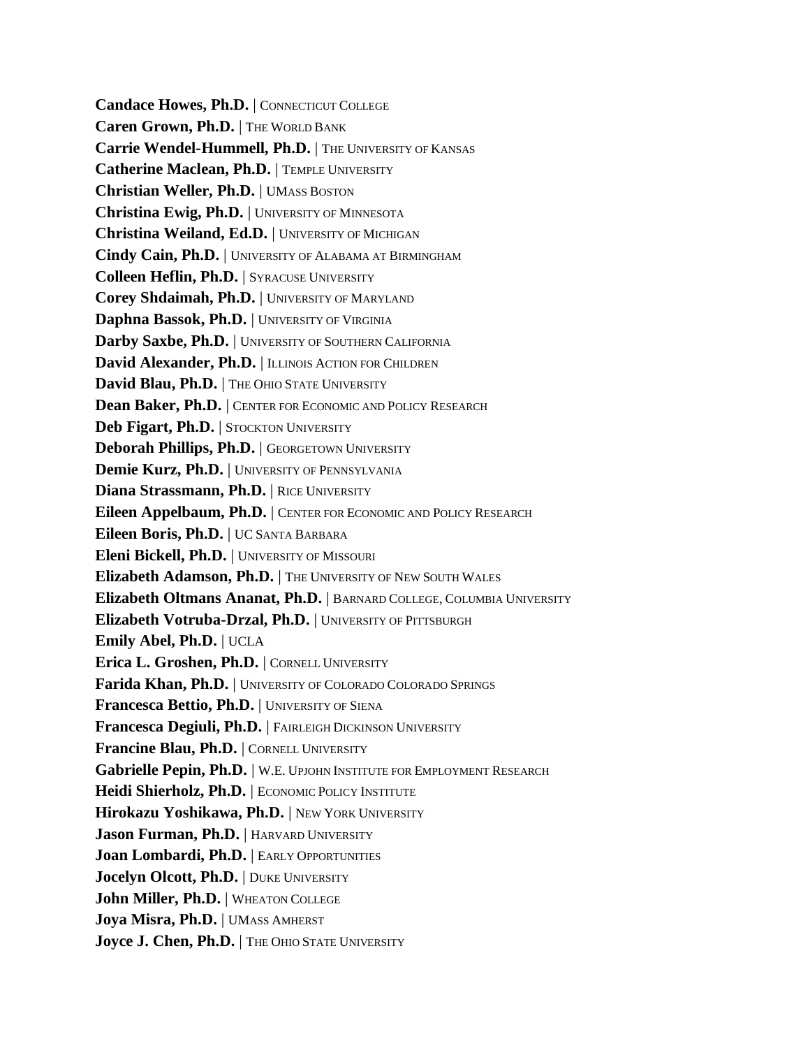**Candace Howes, Ph.D.** | Connecticut College
**Caren Grown, Ph.D.** | The World Bank
**Carrie Wendel-Hummell, Ph.D.** | The University of Kansas
**Catherine Maclean, Ph.D.** | Temple University
**Christian Weller, Ph.D.** | UMass Boston
**Christina Ewig, Ph.D.** | University of Minnesota
**Christina Weiland, Ed.D.** | University of Michigan
**Cindy Cain, Ph.D.** | University of Alabama at Birmingham
**Colleen Heflin, Ph.D.** | Syracuse University
**Corey Shdaimah, Ph.D.** | University of Maryland
**Daphna Bassok, Ph.D.** | University of Virginia
**Darby Saxbe, Ph.D.** | University of Southern California
**David Alexander, Ph.D.** | Illinois Action for Children
**David Blau, Ph.D.** | The Ohio State University
**Dean Baker, Ph.D.** | Center for Economic and Policy Research
**Deb Figart, Ph.D.** | Stockton University
**Deborah Phillips, Ph.D.** | Georgetown University
**Demie Kurz, Ph.D.** | University of Pennsylvania
**Diana Strassmann, Ph.D.** | Rice University
**Eileen Appelbaum, Ph.D.** | Center for Economic and Policy Research
**Eileen Boris, Ph.D.** | UC Santa Barbara
**Eleni Bickell, Ph.D.** | University of Missouri
**Elizabeth Adamson, Ph.D.** | The University of New South Wales
**Elizabeth Oltmans Ananat, Ph.D.** | Barnard College, Columbia University
**Elizabeth Votruba-Drzal, Ph.D.** | University of Pittsburgh
**Emily Abel, Ph.D.** | UCLA
**Erica L. Groshen, Ph.D.** | Cornell University
**Farida Khan, Ph.D.** | University of Colorado Colorado Springs
**Francesca Bettio, Ph.D.** | University of Siena
**Francesca Degiuli, Ph.D.** | Fairleigh Dickinson University
**Francine Blau, Ph.D.** | Cornell University
**Gabrielle Pepin, Ph.D.** | W.E. Upjohn Institute for Employment Research
**Heidi Shierholz, Ph.D.** | Economic Policy Institute
**Hirokazu Yoshikawa, Ph.D.** | New York University
**Jason Furman, Ph.D.** | Harvard University
**Joan Lombardi, Ph.D.** | Early Opportunities
**Jocelyn Olcott, Ph.D.** | Duke University
**John Miller, Ph.D.** | Wheaton College
**Joya Misra, Ph.D.** | UMass Amherst
**Joyce J. Chen, Ph.D.** | The Ohio State University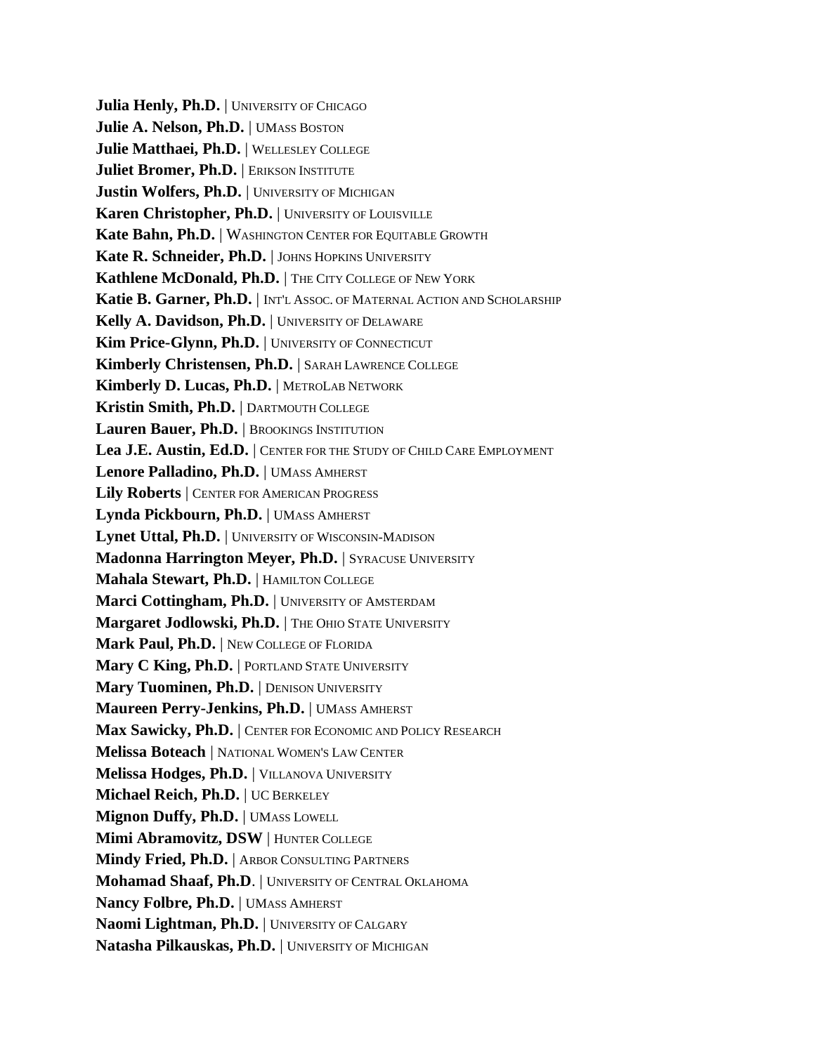**Julia Henly, Ph.D.** | University of Chicago
**Julie A. Nelson, Ph.D.** | UMass Boston
**Julie Matthaei, Ph.D.** | Wellesley College
**Juliet Bromer, Ph.D.** | Erikson Institute
**Justin Wolfers, Ph.D.** | University of Michigan
**Karen Christopher, Ph.D.** | University of Louisville
**Kate Bahn, Ph.D.** | Washington Center for Equitable Growth
**Kate R. Schneider, Ph.D.** | Johns Hopkins University
**Kathlene McDonald, Ph.D.** | The City College of New York
**Katie B. Garner, Ph.D.** | Int'l Assoc. of Maternal Action and Scholarship
**Kelly A. Davidson, Ph.D.** | University of Delaware
**Kim Price-Glynn, Ph.D.** | University of Connecticut
**Kimberly Christensen, Ph.D.** | Sarah Lawrence College
**Kimberly D. Lucas, Ph.D.** | MetroLab Network
**Kristin Smith, Ph.D.** | Dartmouth College
**Lauren Bauer, Ph.D.** | Brookings Institution
**Lea J.E. Austin, Ed.D.** | Center for the Study of Child Care Employment
**Lenore Palladino, Ph.D.** | UMass Amherst
**Lily Roberts** | Center for American Progress
**Lynda Pickbourn, Ph.D.** | UMass Amherst
**Lynet Uttal, Ph.D.** | University of Wisconsin-Madison
**Madonna Harrington Meyer, Ph.D.** | Syracuse University
**Mahala Stewart, Ph.D.** | Hamilton College
**Marci Cottingham, Ph.D.** | University of Amsterdam
**Margaret Jodlowski, Ph.D.** | The Ohio State University
**Mark Paul, Ph.D.** | New College of Florida
**Mary C King, Ph.D.** | Portland State University
**Mary Tuominen, Ph.D.** | Denison University
**Maureen Perry-Jenkins, Ph.D.** | UMass Amherst
**Max Sawicky, Ph.D.** | Center for Economic and Policy Research
**Melissa Boteach** | National Women's Law Center
**Melissa Hodges, Ph.D.** | Villanova University
**Michael Reich, Ph.D.** | UC Berkeley
**Mignon Duffy, Ph.D.** | UMass Lowell
**Mimi Abramovitz, DSW** | Hunter College
**Mindy Fried, Ph.D.** | Arbor Consulting Partners
**Mohamad Shaaf, Ph.D**. | University of Central Oklahoma
**Nancy Folbre, Ph.D.** | UMass Amherst
**Naomi Lightman, Ph.D.** | University of Calgary
**Natasha Pilkauskas, Ph.D.** | University of Michigan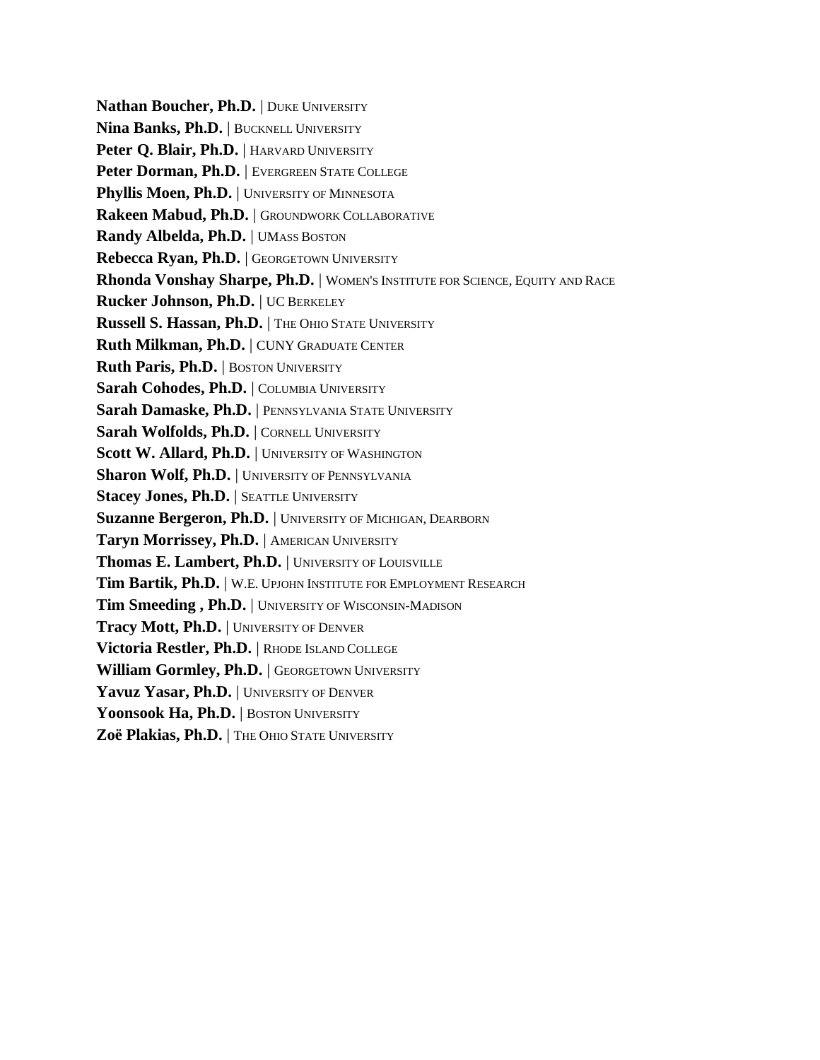**Nathan Boucher, Ph.D.** | Duke University  
**Nina Banks, Ph.D.** | Bucknell University  
**Peter Q. Blair, Ph.D.** | Harvard University  
**Peter Dorman, Ph.D.** | Evergreen State College  
**Phyllis Moen, Ph.D.** | University of Minnesota  
**Rakeen Mabud, Ph.D.** | Groundwork Collaborative  
**Randy Albelda, Ph.D.** | UMass Boston  
**Rebecca Ryan, Ph.D.** | Georgetown University  
**Rhonda Vonshay Sharpe, Ph.D.** | Women's Institute for Science, Equity and Race  
**Rucker Johnson, Ph.D.** | UC Berkeley  
**Russell S. Hassan, Ph.D.** | The Ohio State University  
**Ruth Milkman, Ph.D.** | CUNY Graduate Center  
**Ruth Paris, Ph.D.** | Boston University  
**Sarah Cohodes, Ph.D.** | Columbia University  
**Sarah Damaske, Ph.D.** | Pennsylvania State University  
**Sarah Wolfolds, Ph.D.** | Cornell University  
**Scott W. Allard, Ph.D.** | University of Washington  
**Sharon Wolf, Ph.D.** | University of Pennsylvania  
**Stacey Jones, Ph.D.** | Seattle University  
**Suzanne Bergeron, Ph.D.** | University of Michigan, Dearborn  
**Taryn Morrissey, Ph.D.** | American University  
**Thomas E. Lambert, Ph.D.** | University of Louisville  
**Tim Bartik, Ph.D.** | W.E. Upjohn Institute for Employment Research  
**Tim Smeeding , Ph.D.** | University of Wisconsin-Madison  
**Tracy Mott, Ph.D.** | University of Denver  
**Victoria Restler, Ph.D.** | Rhode Island College  
**William Gormley, Ph.D.** | Georgetown University  
**Yavuz Yasar, Ph.D.** | University of Denver  
**Yoonsook Ha, Ph.D.** | Boston University  
**Zoë Plakias, Ph.D.** | The Ohio State University